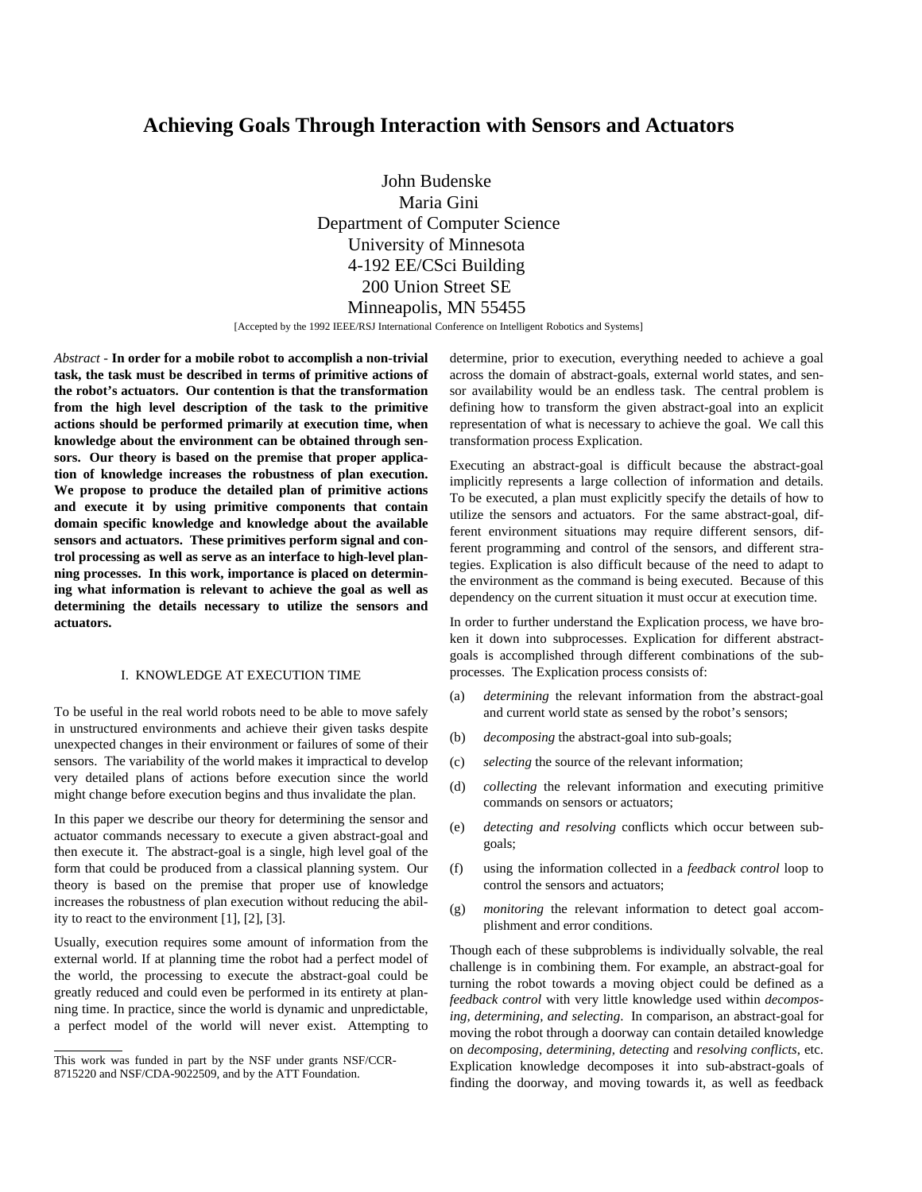# Achieving Goals Through Interaction with Sensors and Actuators

John Budenske
Maria Gini
Department of Computer Science
University of Minnesota
4-192 EE/CSci Building
200 Union Street SE
Minneapolis, MN 55455

[Accepted by the 1992 IEEE/RSJ International Conference on Intelligent Robotics and Systems]

*Abstract* - **In order for a mobile robot to accomplish a non-trivial task, the task must be described in terms of primitive actions of the robot's actuators. Our contention is that the transformation from the high level description of the task to the primitive actions should be performed primarily at execution time, when knowledge about the environment can be obtained through sensors. Our theory is based on the premise that proper application of knowledge increases the robustness of plan execution. We propose to produce the detailed plan of primitive actions and execute it by using primitive components that contain domain specific knowledge and knowledge about the available sensors and actuators. These primitives perform signal and control processing as well as serve as an interface to high-level planning processes. In this work, importance is placed on determining what information is relevant to achieve the goal as well as determining the details necessary to utilize the sensors and actuators.**

## I. KNOWLEDGE AT EXECUTION TIME

To be useful in the real world robots need to be able to move safely in unstructured environments and achieve their given tasks despite unexpected changes in their environment or failures of some of their sensors. The variability of the world makes it impractical to develop very detailed plans of actions before execution since the world might change before execution begins and thus invalidate the plan.

In this paper we describe our theory for determining the sensor and actuator commands necessary to execute a given abstract-goal and then execute it. The abstract-goal is a single, high level goal of the form that could be produced from a classical planning system. Our theory is based on the premise that proper use of knowledge increases the robustness of plan execution without reducing the ability to react to the environment [1], [2], [3].

Usually, execution requires some amount of information from the external world. If at planning time the robot had a perfect model of the world, the processing to execute the abstract-goal could be greatly reduced and could even be performed in its entirety at planning time. In practice, since the world is dynamic and unpredictable, a perfect model of the world will never exist. Attempting to determine, prior to execution, everything needed to achieve a goal across the domain of abstract-goals, external world states, and sensor availability would be an endless task. The central problem is defining how to transform the given abstract-goal into an explicit representation of what is necessary to achieve the goal. We call this transformation process Explication.

Executing an abstract-goal is difficult because the abstract-goal implicitly represents a large collection of information and details. To be executed, a plan must explicitly specify the details of how to utilize the sensors and actuators. For the same abstract-goal, different environment situations may require different sensors, different programming and control of the sensors, and different strategies. Explication is also difficult because of the need to adapt to the environment as the command is being executed. Because of this dependency on the current situation it must occur at execution time.

In order to further understand the Explication process, we have broken it down into subprocesses. Explication for different abstract-goals is accomplished through different combinations of the subprocesses. The Explication process consists of:

(a) *determining* the relevant information from the abstract-goal and current world state as sensed by the robot's sensors;

(b) *decomposing* the abstract-goal into sub-goals;

(c) *selecting* the source of the relevant information;

(d) *collecting* the relevant information and executing primitive commands on sensors or actuators;

(e) *detecting and resolving* conflicts which occur between sub-goals;

(f) using the information collected in a *feedback control* loop to control the sensors and actuators;

(g) *monitoring* the relevant information to detect goal accomplishment and error conditions.

Though each of these subproblems is individually solvable, the real challenge is in combining them. For example, an abstract-goal for turning the robot towards a moving object could be defined as a *feedback control* with very little knowledge used within *decomposing, determining, and selecting*. In comparison, an abstract-goal for moving the robot through a doorway can contain detailed knowledge on *decomposing, determining, detecting* and *resolving conflicts*, etc. Explication knowledge decomposes it into sub-abstract-goals of finding the doorway, and moving towards it, as well as feedback

---

This work was funded in part by the NSF under grants NSF/CCR-8715220 and NSF/CDA-9022509, and by the ATT Foundation.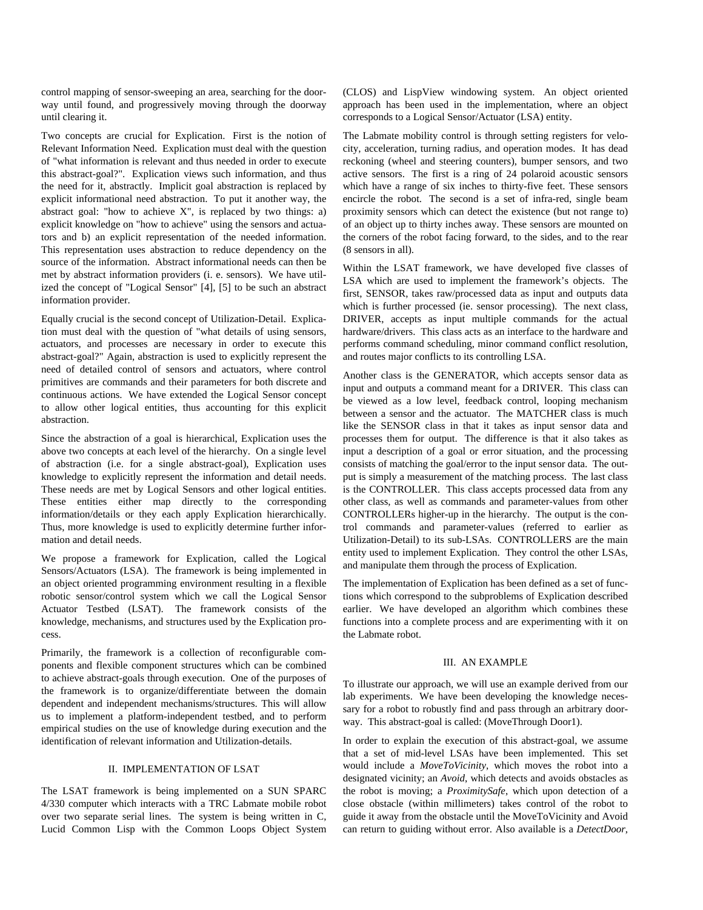control mapping of sensor-sweeping an area, searching for the doorway until found, and progressively moving through the doorway until clearing it.

Two concepts are crucial for Explication. First is the notion of Relevant Information Need. Explication must deal with the question of "what information is relevant and thus needed in order to execute this abstract-goal?". Explication views such information, and thus the need for it, abstractly. Implicit goal abstraction is replaced by explicit informational need abstraction. To put it another way, the abstract goal: "how to achieve X", is replaced by two things: a) explicit knowledge on "how to achieve" using the sensors and actuators and b) an explicit representation of the needed information. This representation uses abstraction to reduce dependency on the source of the information. Abstract informational needs can then be met by abstract information providers (i. e. sensors). We have utilized the concept of "Logical Sensor" [4], [5] to be such an abstract information provider.

Equally crucial is the second concept of Utilization-Detail. Explication must deal with the question of "what details of using sensors, actuators, and processes are necessary in order to execute this abstract-goal?" Again, abstraction is used to explicitly represent the need of detailed control of sensors and actuators, where control primitives are commands and their parameters for both discrete and continuous actions. We have extended the Logical Sensor concept to allow other logical entities, thus accounting for this explicit abstraction.

Since the abstraction of a goal is hierarchical, Explication uses the above two concepts at each level of the hierarchy. On a single level of abstraction (i.e. for a single abstract-goal), Explication uses knowledge to explicitly represent the information and detail needs. These needs are met by Logical Sensors and other logical entities. These entities either map directly to the corresponding information/details or they each apply Explication hierarchically. Thus, more knowledge is used to explicitly determine further information and detail needs.

We propose a framework for Explication, called the Logical Sensors/Actuators (LSA). The framework is being implemented in an object oriented programming environment resulting in a flexible robotic sensor/control system which we call the Logical Sensor Actuator Testbed (LSAT). The framework consists of the knowledge, mechanisms, and structures used by the Explication process.

Primarily, the framework is a collection of reconfigurable components and flexible component structures which can be combined to achieve abstract-goals through execution. One of the purposes of the framework is to organize/differentiate between the domain dependent and independent mechanisms/structures. This will allow us to implement a platform-independent testbed, and to perform empirical studies on the use of knowledge during execution and the identification of relevant information and Utilization-details.

## II. IMPLEMENTATION OF LSAT

The LSAT framework is being implemented on a SUN SPARC 4/330 computer which interacts with a TRC Labmate mobile robot over two separate serial lines. The system is being written in C, Lucid Common Lisp with the Common Loops Object System (CLOS) and LispView windowing system. An object oriented approach has been used in the implementation, where an object corresponds to a Logical Sensor/Actuator (LSA) entity.

The Labmate mobility control is through setting registers for velocity, acceleration, turning radius, and operation modes. It has dead reckoning (wheel and steering counters), bumper sensors, and two active sensors. The first is a ring of 24 polaroid acoustic sensors which have a range of six inches to thirty-five feet. These sensors encircle the robot. The second is a set of infra-red, single beam proximity sensors which can detect the existence (but not range to) of an object up to thirty inches away. These sensors are mounted on the corners of the robot facing forward, to the sides, and to the rear (8 sensors in all).

Within the LSAT framework, we have developed five classes of LSA which are used to implement the framework's objects. The first, SENSOR, takes raw/processed data as input and outputs data which is further processed (ie. sensor processing). The next class, DRIVER, accepts as input multiple commands for the actual hardware/drivers. This class acts as an interface to the hardware and performs command scheduling, minor command conflict resolution, and routes major conflicts to its controlling LSA.

Another class is the GENERATOR, which accepts sensor data as input and outputs a command meant for a DRIVER. This class can be viewed as a low level, feedback control, looping mechanism between a sensor and the actuator. The MATCHER class is much like the SENSOR class in that it takes as input sensor data and processes them for output. The difference is that it also takes as input a description of a goal or error situation, and the processing consists of matching the goal/error to the input sensor data. The output is simply a measurement of the matching process. The last class is the CONTROLLER. This class accepts processed data from any other class, as well as commands and parameter-values from other CONTROLLERs higher-up in the hierarchy. The output is the control commands and parameter-values (referred to earlier as Utilization-Detail) to its sub-LSAs. CONTROLLERS are the main entity used to implement Explication. They control the other LSAs, and manipulate them through the process of Explication.

The implementation of Explication has been defined as a set of functions which correspond to the subproblems of Explication described earlier. We have developed an algorithm which combines these functions into a complete process and are experimenting with it on the Labmate robot.

## III. AN EXAMPLE

To illustrate our approach, we will use an example derived from our lab experiments. We have been developing the knowledge necessary for a robot to robustly find and pass through an arbitrary doorway. This abstract-goal is called: (MoveThrough Door1).

In order to explain the execution of this abstract-goal, we assume that a set of mid-level LSAs have been implemented. This set would include a *MoveToVicinity*, which moves the robot into a designated vicinity; an *Avoid*, which detects and avoids obstacles as the robot is moving; a *ProximitySafe*, which upon detection of a close obstacle (within millimeters) takes control of the robot to guide it away from the obstacle until the MoveToVicinity and Avoid can return to guiding without error. Also available is a *DetectDoor*,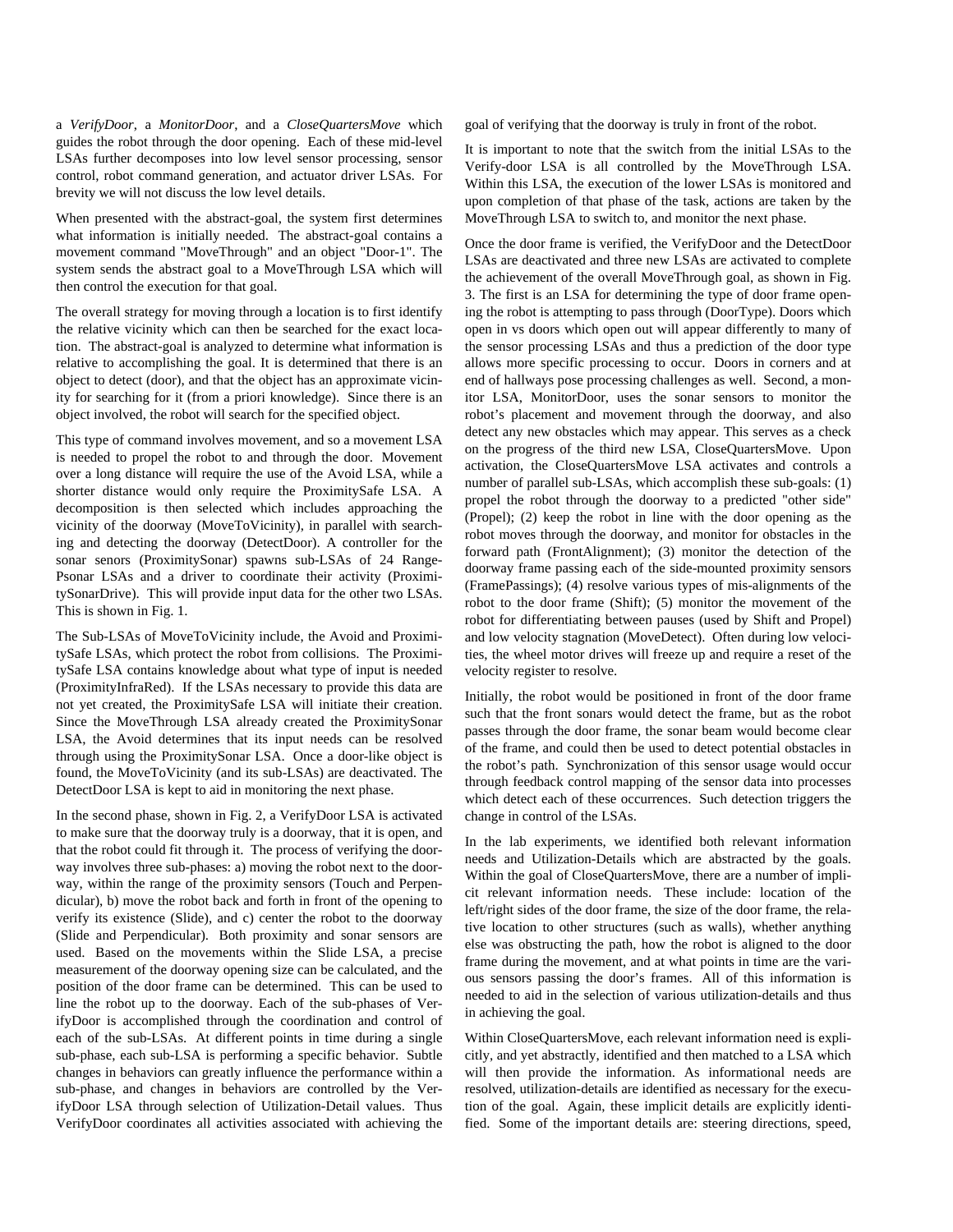a *VerifyDoor*, a *MonitorDoor*, and a *CloseQuartersMove* which guides the robot through the door opening. Each of these mid-level LSAs further decomposes into low level sensor processing, sensor control, robot command generation, and actuator driver LSAs. For brevity we will not discuss the low level details.

When presented with the abstract-goal, the system first determines what information is initially needed. The abstract-goal contains a movement command "MoveThrough" and an object "Door-1". The system sends the abstract goal to a MoveThrough LSA which will then control the execution for that goal.

The overall strategy for moving through a location is to first identify the relative vicinity which can then be searched for the exact location. The abstract-goal is analyzed to determine what information is relative to accomplishing the goal. It is determined that there is an object to detect (door), and that the object has an approximate vicinity for searching for it (from a priori knowledge). Since there is an object involved, the robot will search for the specified object.

This type of command involves movement, and so a movement LSA is needed to propel the robot to and through the door. Movement over a long distance will require the use of the Avoid LSA, while a shorter distance would only require the ProximitySafe LSA. A decomposition is then selected which includes approaching the vicinity of the doorway (MoveToVicinity), in parallel with searching and detecting the doorway (DetectDoor). A controller for the sonar senors (ProximitySonar) spawns sub-LSAs of 24 RangePsonar LSAs and a driver to coordinate their activity (ProximitySonarDrive). This will provide input data for the other two LSAs. This is shown in Fig. 1.

The Sub-LSAs of MoveToVicinity include, the Avoid and ProximitySafe LSAs, which protect the robot from collisions. The ProximitySafe LSA contains knowledge about what type of input is needed (ProximityInfraRed). If the LSAs necessary to provide this data are not yet created, the ProximitySafe LSA will initiate their creation. Since the MoveThrough LSA already created the ProximitySonar LSA, the Avoid determines that its input needs can be resolved through using the ProximitySonar LSA. Once a door-like object is found, the MoveToVicinity (and its sub-LSAs) are deactivated. The DetectDoor LSA is kept to aid in monitoring the next phase.

In the second phase, shown in Fig. 2, a VerifyDoor LSA is activated to make sure that the doorway truly is a doorway, that it is open, and that the robot could fit through it. The process of verifying the doorway involves three sub-phases: a) moving the robot next to the doorway, within the range of the proximity sensors (Touch and Perpendicular), b) move the robot back and forth in front of the opening to verify its existence (Slide), and c) center the robot to the doorway (Slide and Perpendicular). Both proximity and sonar sensors are used. Based on the movements within the Slide LSA, a precise measurement of the doorway opening size can be calculated, and the position of the door frame can be determined. This can be used to line the robot up to the doorway. Each of the sub-phases of VerifyDoor is accomplished through the coordination and control of each of the sub-LSAs. At different points in time during a single sub-phase, each sub-LSA is performing a specific behavior. Subtle changes in behaviors can greatly influence the performance within a sub-phase, and changes in behaviors are controlled by the VerifyDoor LSA through selection of Utilization-Detail values. Thus VerifyDoor coordinates all activities associated with achieving the goal of verifying that the doorway is truly in front of the robot.

It is important to note that the switch from the initial LSAs to the Verify-door LSA is all controlled by the MoveThrough LSA. Within this LSA, the execution of the lower LSAs is monitored and upon completion of that phase of the task, actions are taken by the MoveThrough LSA to switch to, and monitor the next phase.

Once the door frame is verified, the VerifyDoor and the DetectDoor LSAs are deactivated and three new LSAs are activated to complete the achievement of the overall MoveThrough goal, as shown in Fig. 3. The first is an LSA for determining the type of door frame opening the robot is attempting to pass through (DoorType). Doors which open in vs doors which open out will appear differently to many of the sensor processing LSAs and thus a prediction of the door type allows more specific processing to occur. Doors in corners and at end of hallways pose processing challenges as well. Second, a monitor LSA, MonitorDoor, uses the sonar sensors to monitor the robot's placement and movement through the doorway, and also detect any new obstacles which may appear. This serves as a check on the progress of the third new LSA, CloseQuartersMove. Upon activation, the CloseQuartersMove LSA activates and controls a number of parallel sub-LSAs, which accomplish these sub-goals: (1) propel the robot through the doorway to a predicted "other side" (Propel); (2) keep the robot in line with the door opening as the robot moves through the doorway, and monitor for obstacles in the forward path (FrontAlignment); (3) monitor the detection of the doorway frame passing each of the side-mounted proximity sensors (FramePassings); (4) resolve various types of mis-alignments of the robot to the door frame (Shift); (5) monitor the movement of the robot for differentiating between pauses (used by Shift and Propel) and low velocity stagnation (MoveDetect). Often during low velocities, the wheel motor drives will freeze up and require a reset of the velocity register to resolve.

Initially, the robot would be positioned in front of the door frame such that the front sonars would detect the frame, but as the robot passes through the door frame, the sonar beam would become clear of the frame, and could then be used to detect potential obstacles in the robot's path. Synchronization of this sensor usage would occur through feedback control mapping of the sensor data into processes which detect each of these occurrences. Such detection triggers the change in control of the LSAs.

In the lab experiments, we identified both relevant information needs and Utilization-Details which are abstracted by the goals. Within the goal of CloseQuartersMove, there are a number of implicit relevant information needs. These include: location of the left/right sides of the door frame, the size of the door frame, the relative location to other structures (such as walls), whether anything else was obstructing the path, how the robot is aligned to the door frame during the movement, and at what points in time are the various sensors passing the door's frames. All of this information is needed to aid in the selection of various utilization-details and thus in achieving the goal.

Within CloseQuartersMove, each relevant information need is explicitly, and yet abstractly, identified and then matched to a LSA which will then provide the information. As informational needs are resolved, utilization-details are identified as necessary for the execution of the goal. Again, these implicit details are explicitly identified. Some of the important details are: steering directions, speed,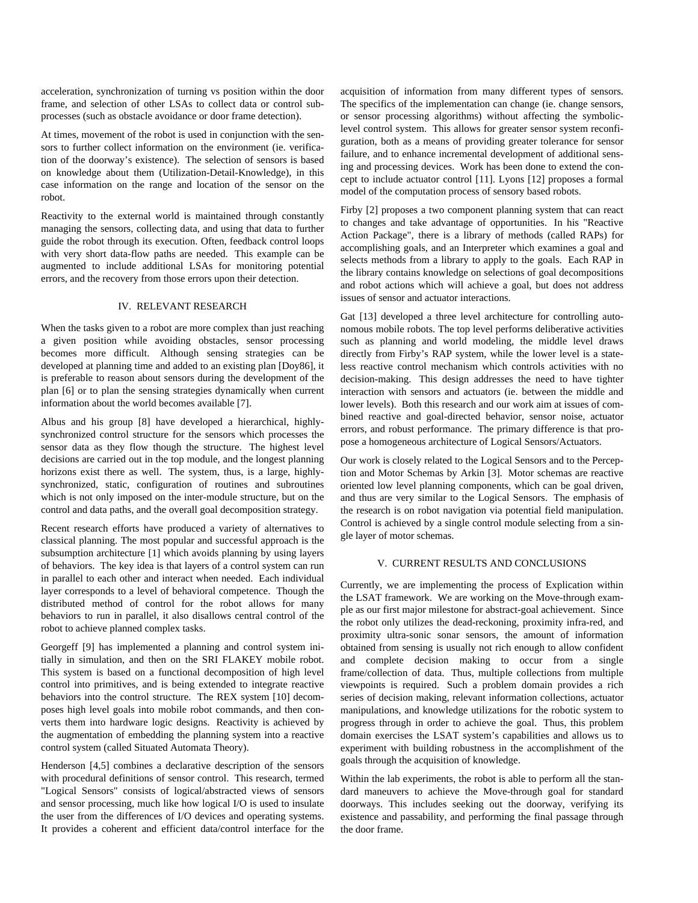acceleration, synchronization of turning vs position within the door frame, and selection of other LSAs to collect data or control subprocesses (such as obstacle avoidance or door frame detection).

At times, movement of the robot is used in conjunction with the sensors to further collect information on the environment (ie. verification of the doorway's existence). The selection of sensors is based on knowledge about them (Utilization-Detail-Knowledge), in this case information on the range and location of the sensor on the robot.

Reactivity to the external world is maintained through constantly managing the sensors, collecting data, and using that data to further guide the robot through its execution. Often, feedback control loops with very short data-flow paths are needed. This example can be augmented to include additional LSAs for monitoring potential errors, and the recovery from those errors upon their detection.

## IV. RELEVANT RESEARCH

When the tasks given to a robot are more complex than just reaching a given position while avoiding obstacles, sensor processing becomes more difficult. Although sensing strategies can be developed at planning time and added to an existing plan [Doy86], it is preferable to reason about sensors during the development of the plan [6] or to plan the sensing strategies dynamically when current information about the world becomes available [7].

Albus and his group [8] have developed a hierarchical, highly-synchronized control structure for the sensors which processes the sensor data as they flow though the structure. The highest level decisions are carried out in the top module, and the longest planning horizons exist there as well. The system, thus, is a large, highly-synchronized, static, configuration of routines and subroutines which is not only imposed on the inter-module structure, but on the control and data paths, and the overall goal decomposition strategy.

Recent research efforts have produced a variety of alternatives to classical planning. The most popular and successful approach is the subsumption architecture [1] which avoids planning by using layers of behaviors. The key idea is that layers of a control system can run in parallel to each other and interact when needed. Each individual layer corresponds to a level of behavioral competence. Though the distributed method of control for the robot allows for many behaviors to run in parallel, it also disallows central control of the robot to achieve planned complex tasks.

Georgeff [9] has implemented a planning and control system initially in simulation, and then on the SRI FLAKEY mobile robot. This system is based on a functional decomposition of high level control into primitives, and is being extended to integrate reactive behaviors into the control structure. The REX system [10] decomposes high level goals into mobile robot commands, and then converts them into hardware logic designs. Reactivity is achieved by the augmentation of embedding the planning system into a reactive control system (called Situated Automata Theory).

Henderson [4,5] combines a declarative description of the sensors with procedural definitions of sensor control. This research, termed "Logical Sensors" consists of logical/abstracted views of sensors and sensor processing, much like how logical I/O is used to insulate the user from the differences of I/O devices and operating systems. It provides a coherent and efficient data/control interface for the acquisition of information from many different types of sensors. The specifics of the implementation can change (ie. change sensors, or sensor processing algorithms) without affecting the symbolic-level control system. This allows for greater sensor system reconfiguration, both as a means of providing greater tolerance for sensor failure, and to enhance incremental development of additional sensing and processing devices. Work has been done to extend the concept to include actuator control [11]. Lyons [12] proposes a formal model of the computation process of sensory based robots.

Firby [2] proposes a two component planning system that can react to changes and take advantage of opportunities. In his "Reactive Action Package", there is a library of methods (called RAPs) for accomplishing goals, and an Interpreter which examines a goal and selects methods from a library to apply to the goals. Each RAP in the library contains knowledge on selections of goal decompositions and robot actions which will achieve a goal, but does not address issues of sensor and actuator interactions.

Gat [13] developed a three level architecture for controlling autonomous mobile robots. The top level performs deliberative activities such as planning and world modeling, the middle level draws directly from Firby's RAP system, while the lower level is a stateless reactive control mechanism which controls activities with no decision-making. This design addresses the need to have tighter interaction with sensors and actuators (ie. between the middle and lower levels). Both this research and our work aim at issues of combined reactive and goal-directed behavior, sensor noise, actuator errors, and robust performance. The primary difference is that propose a homogeneous architecture of Logical Sensors/Actuators.

Our work is closely related to the Logical Sensors and to the Perception and Motor Schemas by Arkin [3]. Motor schemas are reactive oriented low level planning components, which can be goal driven, and thus are very similar to the Logical Sensors. The emphasis of the research is on robot navigation via potential field manipulation. Control is achieved by a single control module selecting from a single layer of motor schemas.

## V. CURRENT RESULTS AND CONCLUSIONS

Currently, we are implementing the process of Explication within the LSAT framework. We are working on the Move-through example as our first major milestone for abstract-goal achievement. Since the robot only utilizes the dead-reckoning, proximity infra-red, and proximity ultra-sonic sonar sensors, the amount of information obtained from sensing is usually not rich enough to allow confident and complete decision making to occur from a single frame/collection of data. Thus, multiple collections from multiple viewpoints is required. Such a problem domain provides a rich series of decision making, relevant information collections, actuator manipulations, and knowledge utilizations for the robotic system to progress through in order to achieve the goal. Thus, this problem domain exercises the LSAT system's capabilities and allows us to experiment with building robustness in the accomplishment of the goals through the acquisition of knowledge.

Within the lab experiments, the robot is able to perform all the standard maneuvers to achieve the Move-through goal for standard doorways. This includes seeking out the doorway, verifying its existence and passability, and performing the final passage through the door frame.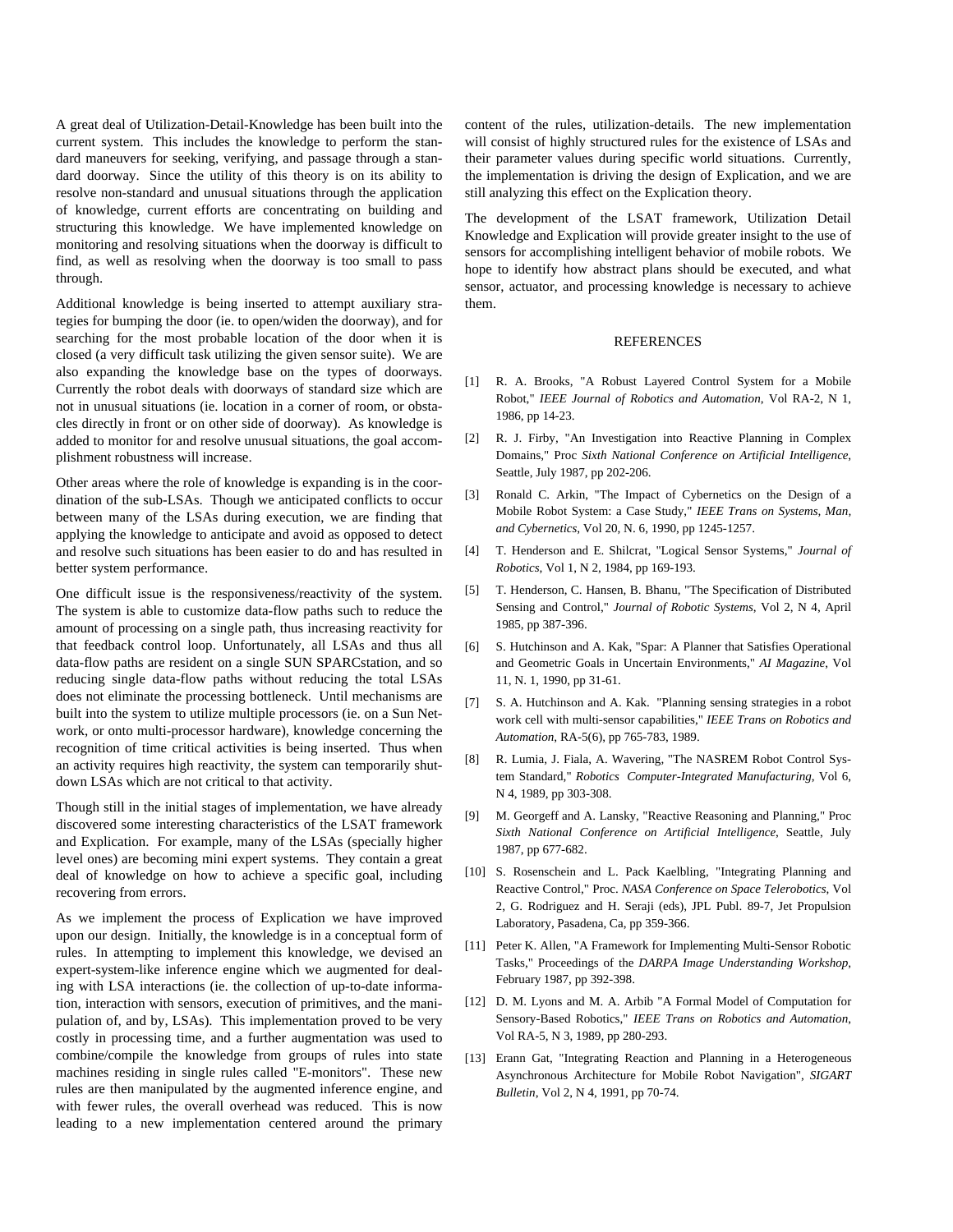A great deal of Utilization-Detail-Knowledge has been built into the current system. This includes the knowledge to perform the standard maneuvers for seeking, verifying, and passage through a standard doorway. Since the utility of this theory is on its ability to resolve non-standard and unusual situations through the application of knowledge, current efforts are concentrating on building and structuring this knowledge. We have implemented knowledge on monitoring and resolving situations when the doorway is difficult to find, as well as resolving when the doorway is too small to pass through.

Additional knowledge is being inserted to attempt auxiliary strategies for bumping the door (ie. to open/widen the doorway), and for searching for the most probable location of the door when it is closed (a very difficult task utilizing the given sensor suite). We are also expanding the knowledge base on the types of doorways. Currently the robot deals with doorways of standard size which are not in unusual situations (ie. location in a corner of room, or obstacles directly in front or on other side of doorway). As knowledge is added to monitor for and resolve unusual situations, the goal accomplishment robustness will increase.

Other areas where the role of knowledge is expanding is in the coordination of the sub-LSAs. Though we anticipated conflicts to occur between many of the LSAs during execution, we are finding that applying the knowledge to anticipate and avoid as opposed to detect and resolve such situations has been easier to do and has resulted in better system performance.

One difficult issue is the responsiveness/reactivity of the system. The system is able to customize data-flow paths such to reduce the amount of processing on a single path, thus increasing reactivity for that feedback control loop. Unfortunately, all LSAs and thus all data-flow paths are resident on a single SUN SPARCstation, and so reducing single data-flow paths without reducing the total LSAs does not eliminate the processing bottleneck. Until mechanisms are built into the system to utilize multiple processors (ie. on a Sun Network, or onto multi-processor hardware), knowledge concerning the recognition of time critical activities is being inserted. Thus when an activity requires high reactivity, the system can temporarily shutdown LSAs which are not critical to that activity.

Though still in the initial stages of implementation, we have already discovered some interesting characteristics of the LSAT framework and Explication. For example, many of the LSAs (specially higher level ones) are becoming mini expert systems. They contain a great deal of knowledge on how to achieve a specific goal, including recovering from errors.

As we implement the process of Explication we have improved upon our design. Initially, the knowledge is in a conceptual form of rules. In attempting to implement this knowledge, we devised an expert-system-like inference engine which we augmented for dealing with LSA interactions (ie. the collection of up-to-date information, interaction with sensors, execution of primitives, and the manipulation of, and by, LSAs). This implementation proved to be very costly in processing time, and a further augmentation was used to combine/compile the knowledge from groups of rules into state machines residing in single rules called "E-monitors". These new rules are then manipulated by the augmented inference engine, and with fewer rules, the overall overhead was reduced. This is now leading to a new implementation centered around the primary content of the rules, utilization-details. The new implementation will consist of highly structured rules for the existence of LSAs and their parameter values during specific world situations. Currently, the implementation is driving the design of Explication, and we are still analyzing this effect on the Explication theory.

The development of the LSAT framework, Utilization Detail Knowledge and Explication will provide greater insight to the use of sensors for accomplishing intelligent behavior of mobile robots. We hope to identify how abstract plans should be executed, and what sensor, actuator, and processing knowledge is necessary to achieve them.

## REFERENCES

[1] R. A. Brooks, "A Robust Layered Control System for a Mobile Robot," *IEEE Journal of Robotics and Automation*, Vol RA-2, N 1, 1986, pp 14-23.

[2] R. J. Firby, "An Investigation into Reactive Planning in Complex Domains," Proc *Sixth National Conference on Artificial Intelligence*, Seattle, July 1987, pp 202-206.

[3] Ronald C. Arkin, "The Impact of Cybernetics on the Design of a Mobile Robot System: a Case Study," *IEEE Trans on Systems, Man, and Cybernetics*, Vol 20, N. 6, 1990, pp 1245-1257.

[4] T. Henderson and E. Shilcrat, "Logical Sensor Systems," *Journal of Robotics*, Vol 1, N 2, 1984, pp 169-193.

[5] T. Henderson, C. Hansen, B. Bhanu, "The Specification of Distributed Sensing and Control," *Journal of Robotic Systems*, Vol 2, N 4, April 1985, pp 387-396.

[6] S. Hutchinson and A. Kak, "Spar: A Planner that Satisfies Operational and Geometric Goals in Uncertain Environments," *AI Magazine*, Vol 11, N. 1, 1990, pp 31-61.

[7] S. A. Hutchinson and A. Kak. "Planning sensing strategies in a robot work cell with multi-sensor capabilities," *IEEE Trans on Robotics and Automation*, RA-5(6), pp 765-783, 1989.

[8] R. Lumia, J. Fiala, A. Wavering, "The NASREM Robot Control System Standard," *Robotics Computer-Integrated Manufacturing*, Vol 6, N 4, 1989, pp 303-308.

[9] M. Georgeff and A. Lansky, "Reactive Reasoning and Planning," Proc *Sixth National Conference on Artificial Intelligence*, Seattle, July 1987, pp 677-682.

[10] S. Rosenschein and L. Pack Kaelbling, "Integrating Planning and Reactive Control," Proc. *NASA Conference on Space Telerobotics*, Vol 2, G. Rodriguez and H. Seraji (eds), JPL Publ. 89-7, Jet Propulsion Laboratory, Pasadena, Ca, pp 359-366.

[11] Peter K. Allen, "A Framework for Implementing Multi-Sensor Robotic Tasks," Proceedings of the *DARPA Image Understanding Workshop*, February 1987, pp 392-398.

[12] D. M. Lyons and M. A. Arbib "A Formal Model of Computation for Sensory-Based Robotics," *IEEE Trans on Robotics and Automation*, Vol RA-5, N 3, 1989, pp 280-293.

[13] Erann Gat, "Integrating Reaction and Planning in a Heterogeneous Asynchronous Architecture for Mobile Robot Navigation", *SIGART Bulletin*, Vol 2, N 4, 1991, pp 70-74.